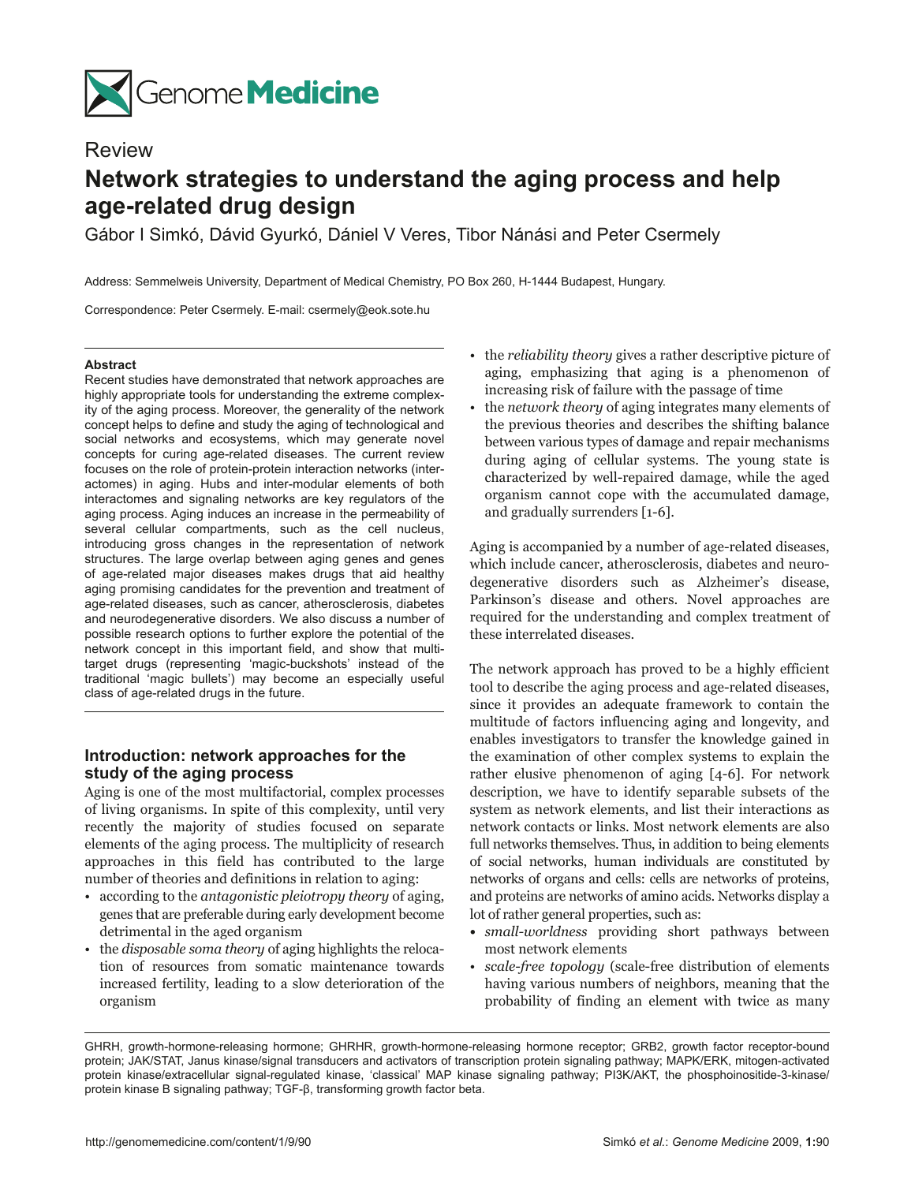# Genome Medicine

Review

# Network strategies to understand the aging process and help age-related drug design

Gábor I Simkó, Dávid Gyurkó, Dániel V Veres, Tibor Nánási and Peter Csermely

Address: Semmelweis University, Department of Medical Chemistry, PO Box 260, H-1444 Budapest, Hungary.

Correspondence: Peter Csermely. E-mail: csermely@eok.sote.hu

**Abstract**

Recent studies have demonstrated that network approaches are highly appropriate tools for understanding the extreme complexity of the aging process. Moreover, the generality of the network concept helps to define and study the aging of technological and social networks and ecosystems, which may generate novel concepts for curing age-related diseases. The current review focuses on the role of protein-protein interaction networks (interactomes) in aging. Hubs and inter-modular elements of both interactomes and signaling networks are key regulators of the aging process. Aging induces an increase in the permeability of several cellular compartments, such as the cell nucleus, introducing gross changes in the representation of network structures. The large overlap between aging genes and genes of age-related major diseases makes drugs that aid healthy aging promising candidates for the prevention and treatment of age-related diseases, such as cancer, atherosclerosis, diabetes and neurodegenerative disorders. We also discuss a number of possible research options to further explore the potential of the network concept in this important field, and show that multi-target drugs (representing 'magic-buckshots' instead of the traditional 'magic bullets') may become an especially useful class of age-related drugs in the future.

## Introduction: network approaches for the study of the aging process

Aging is one of the most multifactorial, complex processes of living organisms. In spite of this complexity, until very recently the majority of studies focused on separate elements of the aging process. The multiplicity of research approaches in this field has contributed to the large number of theories and definitions in relation to aging:

- according to the *antagonistic pleiotropy theory* of aging, genes that are preferable during early development become detrimental in the aged organism
- the *disposable soma theory* of aging highlights the relocation of resources from somatic maintenance towards increased fertility, leading to a slow deterioration of the organism
- the *reliability theory* gives a rather descriptive picture of aging, emphasizing that aging is a phenomenon of increasing risk of failure with the passage of time
- the *network theory* of aging integrates many elements of the previous theories and describes the shifting balance between various types of damage and repair mechanisms during aging of cellular systems. The young state is characterized by well-repaired damage, while the aged organism cannot cope with the accumulated damage, and gradually surrenders [1-6].

Aging is accompanied by a number of age-related diseases, which include cancer, atherosclerosis, diabetes and neurodegenerative disorders such as Alzheimer's disease, Parkinson's disease and others. Novel approaches are required for the understanding and complex treatment of these interrelated diseases.

The network approach has proved to be a highly efficient tool to describe the aging process and age-related diseases, since it provides an adequate framework to contain the multitude of factors influencing aging and longevity, and enables investigators to transfer the knowledge gained in the examination of other complex systems to explain the rather elusive phenomenon of aging [4-6]. For network description, we have to identify separable subsets of the system as network elements, and list their interactions as network contacts or links. Most network elements are also full networks themselves. Thus, in addition to being elements of social networks, human individuals are constituted by networks of organs and cells: cells are networks of proteins, and proteins are networks of amino acids. Networks display a lot of rather general properties, such as:

- *small-worldness* providing short pathways between most network elements
- *scale-free topology* (scale-free distribution of elements having various numbers of neighbors, meaning that the probability of finding an element with twice as many

GHRH, growth-hormone-releasing hormone; GHRHR, growth-hormone-releasing hormone receptor; GRB2, growth factor receptor-bound protein; JAK/STAT, Janus kinase/signal transducers and activators of transcription protein signaling pathway; MAPK/ERK, mitogen-activated protein kinase/extracellular signal-regulated kinase, 'classical' MAP kinase signaling pathway; PI3K/AKT, the phosphoinositide-3-kinase/protein kinase B signaling pathway; TGF-β, transforming growth factor beta.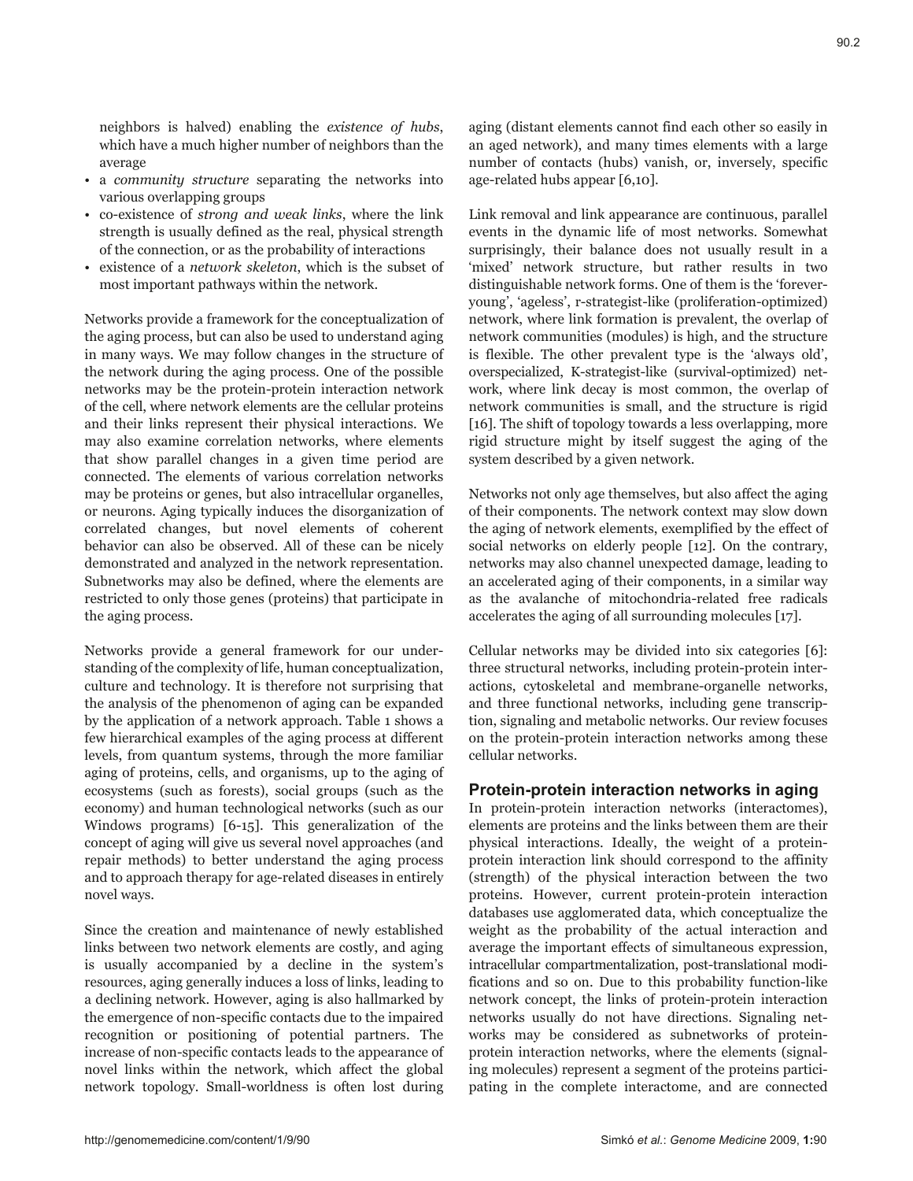neighbors is halved) enabling the *existence of hubs*, which have a much higher number of neighbors than the average

- a *community structure* separating the networks into various overlapping groups
- co-existence of *strong and weak links*, where the link strength is usually defined as the real, physical strength of the connection, or as the probability of interactions
- existence of a *network skeleton*, which is the subset of most important pathways within the network.

Networks provide a framework for the conceptualization of the aging process, but can also be used to understand aging in many ways. We may follow changes in the structure of the network during the aging process. One of the possible networks may be the protein-protein interaction network of the cell, where network elements are the cellular proteins and their links represent their physical interactions. We may also examine correlation networks, where elements that show parallel changes in a given time period are connected. The elements of various correlation networks may be proteins or genes, but also intracellular organelles, or neurons. Aging typically induces the disorganization of correlated changes, but novel elements of coherent behavior can also be observed. All of these can be nicely demonstrated and analyzed in the network representation. Subnetworks may also be defined, where the elements are restricted to only those genes (proteins) that participate in the aging process.

Networks provide a general framework for our understanding of the complexity of life, human conceptualization, culture and technology. It is therefore not surprising that the analysis of the phenomenon of aging can be expanded by the application of a network approach. Table 1 shows a few hierarchical examples of the aging process at different levels, from quantum systems, through the more familiar aging of proteins, cells, and organisms, up to the aging of ecosystems (such as forests), social groups (such as the economy) and human technological networks (such as our Windows programs) [6-15]. This generalization of the concept of aging will give us several novel approaches (and repair methods) to better understand the aging process and to approach therapy for age-related diseases in entirely novel ways.

Since the creation and maintenance of newly established links between two network elements are costly, and aging is usually accompanied by a decline in the system's resources, aging generally induces a loss of links, leading to a declining network. However, aging is also hallmarked by the emergence of non-specific contacts due to the impaired recognition or positioning of potential partners. The increase of non-specific contacts leads to the appearance of novel links within the network, which affect the global network topology. Small-worldness is often lost during aging (distant elements cannot find each other so easily in an aged network), and many times elements with a large number of contacts (hubs) vanish, or, inversely, specific age-related hubs appear [6,10].

Link removal and link appearance are continuous, parallel events in the dynamic life of most networks. Somewhat surprisingly, their balance does not usually result in a 'mixed' network structure, but rather results in two distinguishable network forms. One of them is the 'forever-young', 'ageless', r-strategist-like (proliferation-optimized) network, where link formation is prevalent, the overlap of network communities (modules) is high, and the structure is flexible. The other prevalent type is the 'always old', overspecialized, K-strategist-like (survival-optimized) network, where link decay is most common, the overlap of network communities is small, and the structure is rigid [16]. The shift of topology towards a less overlapping, more rigid structure might by itself suggest the aging of the system described by a given network.

Networks not only age themselves, but also affect the aging of their components. The network context may slow down the aging of network elements, exemplified by the effect of social networks on elderly people [12]. On the contrary, networks may also channel unexpected damage, leading to an accelerated aging of their components, in a similar way as the avalanche of mitochondria-related free radicals accelerates the aging of all surrounding molecules [17].

Cellular networks may be divided into six categories [6]: three structural networks, including protein-protein interactions, cytoskeletal and membrane-organelle networks, and three functional networks, including gene transcription, signaling and metabolic networks. Our review focuses on the protein-protein interaction networks among these cellular networks.

## Protein-protein interaction networks in aging

In protein-protein interaction networks (interactomes), elements are proteins and the links between them are their physical interactions. Ideally, the weight of a protein-protein interaction link should correspond to the affinity (strength) of the physical interaction between the two proteins. However, current protein-protein interaction databases use agglomerated data, which conceptualize the weight as the probability of the actual interaction and average the important effects of simultaneous expression, intracellular compartmentalization, post-translational modifications and so on. Due to this probability function-like network concept, the links of protein-protein interaction networks usually do not have directions. Signaling networks may be considered as subnetworks of protein-protein interaction networks, where the elements (signaling molecules) represent a segment of the proteins participating in the complete interactome, and are connected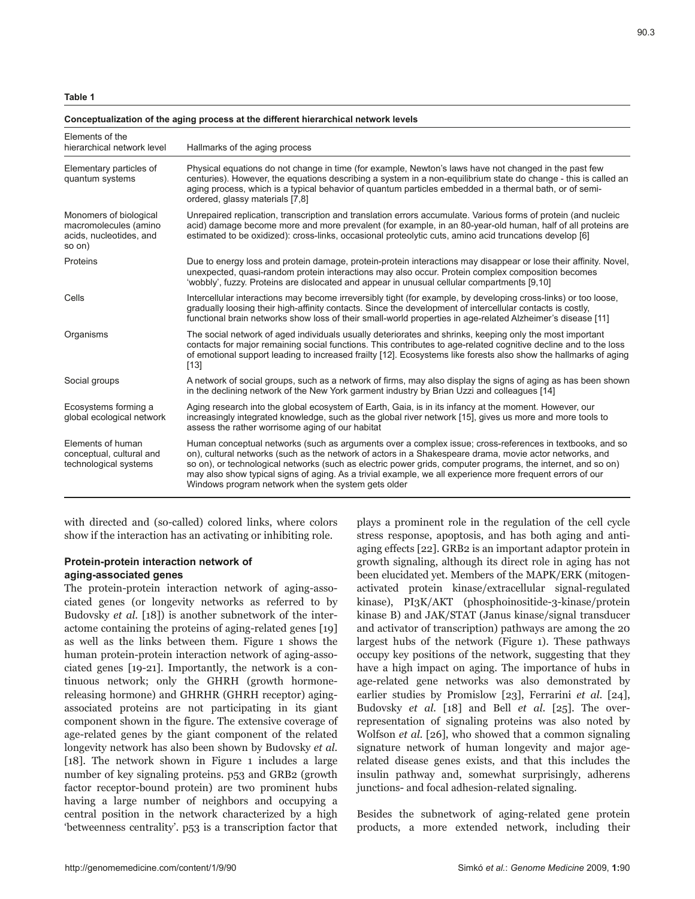**Table 1**

**Conceptualization of the aging process at the different hierarchical network levels**

| Elements of the hierarchical network level | Hallmarks of the aging process |
|---|---|
| Elementary particles of quantum systems | Physical equations do not change in time (for example, Newton's laws have not changed in the past few centuries). However, the equations describing a system in a non-equilibrium state do change - this is called an aging process, which is a typical behavior of quantum particles embedded in a thermal bath, or of semi-ordered, glassy materials [7,8] |
| Monomers of biological macromolecules (amino acids, nucleotides, and so on) | Unrepaired replication, transcription and translation errors accumulate. Various forms of protein (and nucleic acid) damage become more and more prevalent (for example, in an 80-year-old human, half of all proteins are estimated to be oxidized): cross-links, occasional proteolytic cuts, amino acid truncations develop [6] |
| Proteins | Due to energy loss and protein damage, protein-protein interactions may disappear or lose their affinity. Novel, unexpected, quasi-random protein interactions may also occur. Protein complex composition becomes 'wobbly', fuzzy. Proteins are dislocated and appear in unusual cellular compartments [9,10] |
| Cells | Intercellular interactions may become irreversibly tight (for example, by developing cross-links) or too loose, gradually loosing their high-affinity contacts. Since the development of intercellular contacts is costly, functional brain networks show loss of their small-world properties in age-related Alzheimer's disease [11] |
| Organisms | The social network of aged individuals usually deteriorates and shrinks, keeping only the most important contacts for major remaining social functions. This contributes to age-related cognitive decline and to the loss of emotional support leading to increased frailty [12]. Ecosystems like forests also show the hallmarks of aging [13] |
| Social groups | A network of social groups, such as a network of firms, may also display the signs of aging as has been shown in the declining network of the New York garment industry by Brian Uzzi and colleagues [14] |
| Ecosystems forming a global ecological network | Aging research into the global ecosystem of Earth, Gaia, is in its infancy at the moment. However, our increasingly integrated knowledge, such as the global river network [15], gives us more and more tools to assess the rather worrisome aging of our habitat |
| Elements of human conceptual, cultural and technological systems | Human conceptual networks (such as arguments over a complex issue; cross-references in textbooks, and so on), cultural networks (such as the network of actors in a Shakespeare drama, movie actor networks, and so on), or technological networks (such as electric power grids, computer programs, the internet, and so on) may also show typical signs of aging. As a trivial example, we all experience more frequent errors of our Windows program network when the system gets older |

with directed and (so-called) colored links, where colors show if the interaction has an activating or inhibiting role.

### Protein-protein interaction network of aging-associated genes

The protein-protein interaction network of aging-associated genes (or longevity networks as referred to by Budovsky *et al.* [18]) is another subnetwork of the interactome containing the proteins of aging-related genes [19] as well as the links between them. Figure 1 shows the human protein-protein interaction network of aging-associated genes [19-21]. Importantly, the network is a continuous network; only the GHRH (growth hormone-releasing hormone) and GHRHR (GHRH receptor) aging-associated proteins are not participating in its giant component shown in the figure. The extensive coverage of age-related genes by the giant component of the related longevity network has also been shown by Budovsky *et al.* [18]. The network shown in Figure 1 includes a large number of key signaling proteins. p53 and GRB2 (growth factor receptor-bound protein) are two prominent hubs having a large number of neighbors and occupying a central position in the network characterized by a high 'betweenness centrality'. p53 is a transcription factor that plays a prominent role in the regulation of the cell cycle stress response, apoptosis, and has both aging and anti-aging effects [22]. GRB2 is an important adaptor protein in growth signaling, although its direct role in aging has not been elucidated yet. Members of the MAPK/ERK (mitogen-activated protein kinase/extracellular signal-regulated kinase), PI3K/AKT (phosphoinositide-3-kinase/protein kinase B) and JAK/STAT (Janus kinase/signal transducer and activator of transcription) pathways are among the 20 largest hubs of the network (Figure 1). These pathways occupy key positions of the network, suggesting that they have a high impact on aging. The importance of hubs in age-related gene networks was also demonstrated by earlier studies by Promislow [23], Ferrarini *et al.* [24], Budovsky *et al.* [18] and Bell *et al.* [25]. The over-representation of signaling proteins was also noted by Wolfson *et al.* [26], who showed that a common signaling signature network of human longevity and major age-related disease genes exists, and that this includes the insulin pathway and, somewhat surprisingly, adherens junctions- and focal adhesion-related signaling.

Besides the subnetwork of aging-related gene protein products, a more extended network, including their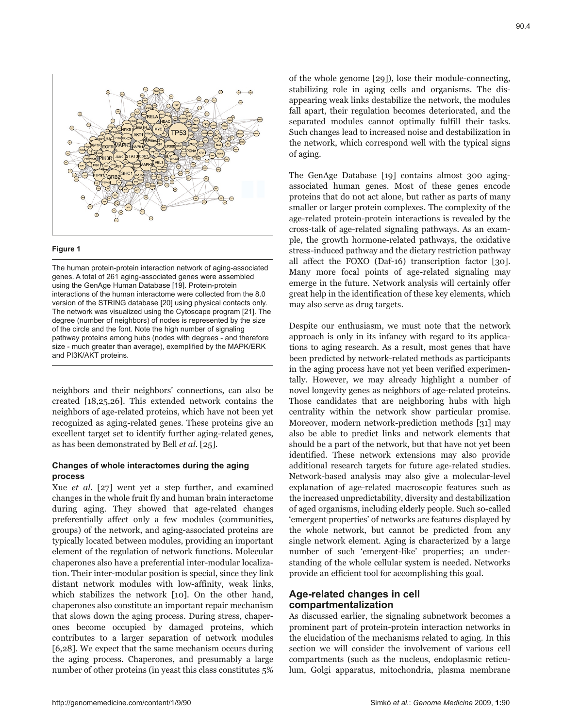**Figure 1**

The human protein-protein interaction network of aging-associated genes. A total of 261 aging-associated genes were assembled using the GenAge Human Database [19]. Protein-protein interactions of the human interactome were collected from the 8.0 version of the STRING database [20] using physical contacts only. The network was visualized using the Cytoscape program [21]. The degree (number of neighbors) of nodes is represented by the size of the circle and the font. Note the high number of signaling pathway proteins among hubs (nodes with degrees - and therefore size - much greater than average), exemplified by the MAPK/ERK and PI3K/AKT proteins.

neighbors and their neighbors' connections, can also be created [18,25,26]. This extended network contains the neighbors of age-related proteins, which have not been yet recognized as aging-related genes. These proteins give an excellent target set to identify further aging-related genes, as has been demonstrated by Bell *et al.* [25].

### Changes of whole interactomes during the aging process

Xue *et al.* [27] went yet a step further, and examined changes in the whole fruit fly and human brain interactome during aging. They showed that age-related changes preferentially affect only a few modules (communities, groups) of the network, and aging-associated proteins are typically located between modules, providing an important element of the regulation of network functions. Molecular chaperones also have a preferential inter-modular localization. Their inter-modular position is special, since they link distant network modules with low-affinity, weak links, which stabilizes the network [10]. On the other hand, chaperones also constitute an important repair mechanism that slows down the aging process. During stress, chaperones become occupied by damaged proteins, which contributes to a larger separation of network modules [6,28]. We expect that the same mechanism occurs during the aging process. Chaperones, and presumably a large number of other proteins (in yeast this class constitutes 5% of the whole genome [29]), lose their module-connecting, stabilizing role in aging cells and organisms. The disappearing weak links destabilize the network, the modules fall apart, their regulation becomes deteriorated, and the separated modules cannot optimally fulfill their tasks. Such changes lead to increased noise and destabilization in the network, which correspond well with the typical signs of aging.

The GenAge Database [19] contains almost 300 aging-associated human genes. Most of these genes encode proteins that do not act alone, but rather as parts of many smaller or larger protein complexes. The complexity of the age-related protein-protein interactions is revealed by the cross-talk of age-related signaling pathways. As an example, the growth hormone-related pathways, the oxidative stress-induced pathway and the dietary restriction pathway all affect the FOXO (Daf-16) transcription factor [30]. Many more focal points of age-related signaling may emerge in the future. Network analysis will certainly offer great help in the identification of these key elements, which may also serve as drug targets.

Despite our enthusiasm, we must note that the network approach is only in its infancy with regard to its applications to aging research. As a result, most genes that have been predicted by network-related methods as participants in the aging process have not yet been verified experimentally. However, we may already highlight a number of novel longevity genes as neighbors of age-related proteins. Those candidates that are neighboring hubs with high centrality within the network show particular promise. Moreover, modern network-prediction methods [31] may also be able to predict links and network elements that should be a part of the network, but that have not yet been identified. These network extensions may also provide additional research targets for future age-related studies. Network-based analysis may also give a molecular-level explanation of age-related macroscopic features such as the increased unpredictability, diversity and destabilization of aged organisms, including elderly people. Such so-called 'emergent properties' of networks are features displayed by the whole network, but cannot be predicted from any single network element. Aging is characterized by a large number of such 'emergent-like' properties; an understanding of the whole cellular system is needed. Networks provide an efficient tool for accomplishing this goal.

## Age-related changes in cell compartmentalization

As discussed earlier, the signaling subnetwork becomes a prominent part of protein-protein interaction networks in the elucidation of the mechanisms related to aging. In this section we will consider the involvement of various cell compartments (such as the nucleus, endoplasmic reticulum, Golgi apparatus, mitochondria, plasma membrane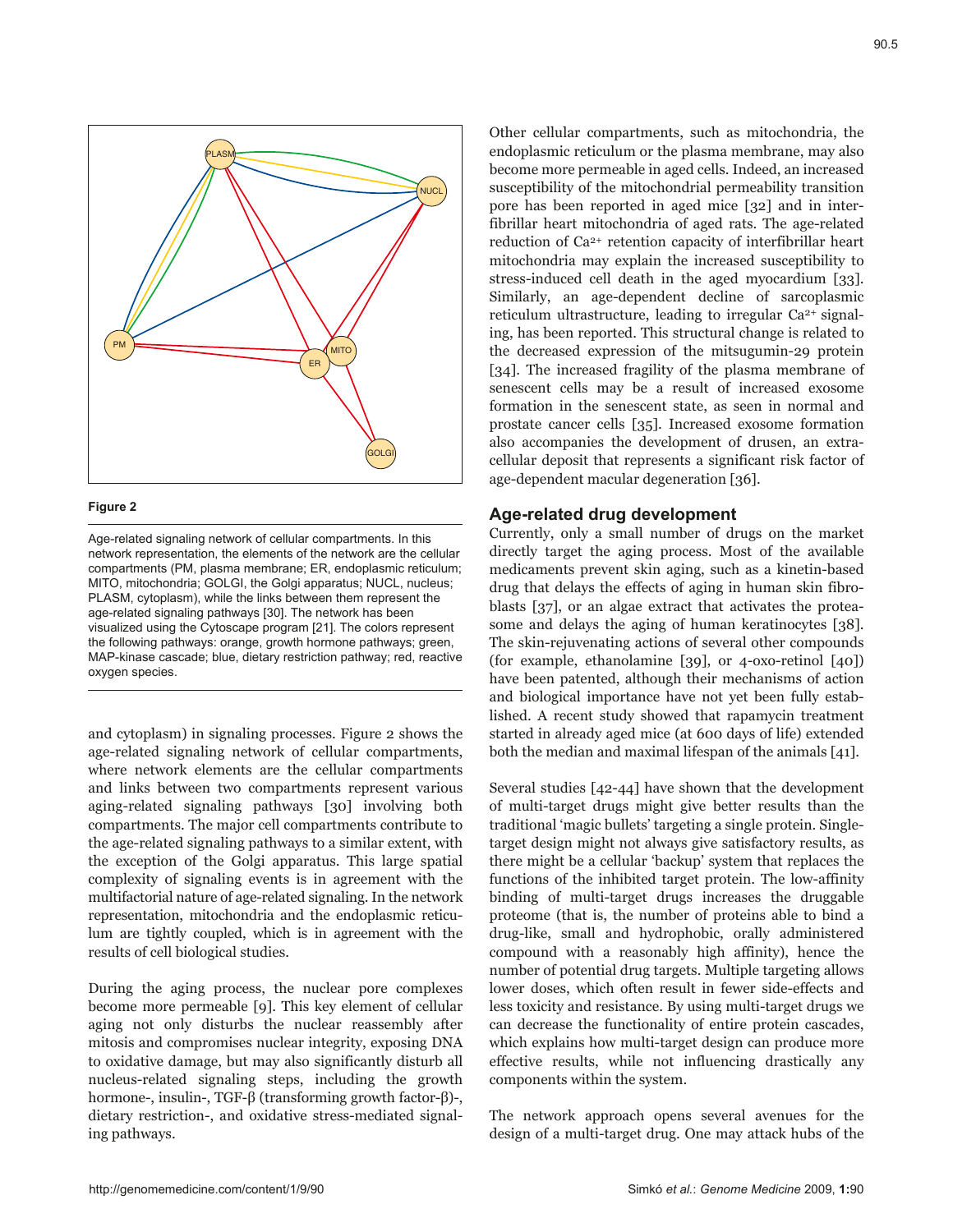**Figure 2**

Age-related signaling network of cellular compartments. In this network representation, the elements of the network are the cellular compartments (PM, plasma membrane; ER, endoplasmic reticulum; MITO, mitochondria; GOLGI, the Golgi apparatus; NUCL, nucleus; PLASM, cytoplasm), while the links between them represent the age-related signaling pathways [30]. The network has been visualized using the Cytoscape program [21]. The colors represent the following pathways: orange, growth hormone pathways; green, MAP-kinase cascade; blue, dietary restriction pathway; red, reactive oxygen species.

and cytoplasm) in signaling processes. Figure 2 shows the age-related signaling network of cellular compartments, where network elements are the cellular compartments and links between two compartments represent various aging-related signaling pathways [30] involving both compartments. The major cell compartments contribute to the age-related signaling pathways to a similar extent, with the exception of the Golgi apparatus. This large spatial complexity of signaling events is in agreement with the multifactorial nature of age-related signaling. In the network representation, mitochondria and the endoplasmic reticulum are tightly coupled, which is in agreement with the results of cell biological studies.

During the aging process, the nuclear pore complexes become more permeable [9]. This key element of cellular aging not only disturbs the nuclear reassembly after mitosis and compromises nuclear integrity, exposing DNA to oxidative damage, but may also significantly disturb all nucleus-related signaling steps, including the growth hormone-, insulin-, TGF-β (transforming growth factor-β)-, dietary restriction-, and oxidative stress-mediated signaling pathways.

Other cellular compartments, such as mitochondria, the endoplasmic reticulum or the plasma membrane, may also become more permeable in aged cells. Indeed, an increased susceptibility of the mitochondrial permeability transition pore has been reported in aged mice [32] and in interfibrillar heart mitochondria of aged rats. The age-related reduction of $Ca^{2+}$ retention capacity of interfibrillar heart mitochondria may explain the increased susceptibility to stress-induced cell death in the aged myocardium [33]. Similarly, an age-dependent decline of sarcoplasmic reticulum ultrastructure, leading to irregular $Ca^{2+}$ signaling, has been reported. This structural change is related to the decreased expression of the mitsugumin-29 protein [34]. The increased fragility of the plasma membrane of senescent cells may be a result of increased exosome formation in the senescent state, as seen in normal and prostate cancer cells [35]. Increased exosome formation also accompanies the development of drusen, an extracellular deposit that represents a significant risk factor of age-dependent macular degeneration [36].

## Age-related drug development

Currently, only a small number of drugs on the market directly target the aging process. Most of the available medicaments prevent skin aging, such as a kinetin-based drug that delays the effects of aging in human skin fibroblasts [37], or an algae extract that activates the proteasome and delays the aging of human keratinocytes [38]. The skin-rejuvenating actions of several other compounds (for example, ethanolamine [39], or 4-oxo-retinol [40]) have been patented, although their mechanisms of action and biological importance have not yet been fully established. A recent study showed that rapamycin treatment started in already aged mice (at 600 days of life) extended both the median and maximal lifespan of the animals [41].

Several studies [42-44] have shown that the development of multi-target drugs might give better results than the traditional 'magic bullets' targeting a single protein. Single-target design might not always give satisfactory results, as there might be a cellular 'backup' system that replaces the functions of the inhibited target protein. The low-affinity binding of multi-target drugs increases the druggable proteome (that is, the number of proteins able to bind a drug-like, small and hydrophobic, orally administered compound with a reasonably high affinity), hence the number of potential drug targets. Multiple targeting allows lower doses, which often result in fewer side-effects and less toxicity and resistance. By using multi-target drugs we can decrease the functionality of entire protein cascades, which explains how multi-target design can produce more effective results, while not influencing drastically any components within the system.

The network approach opens several avenues for the design of a multi-target drug. One may attack hubs of the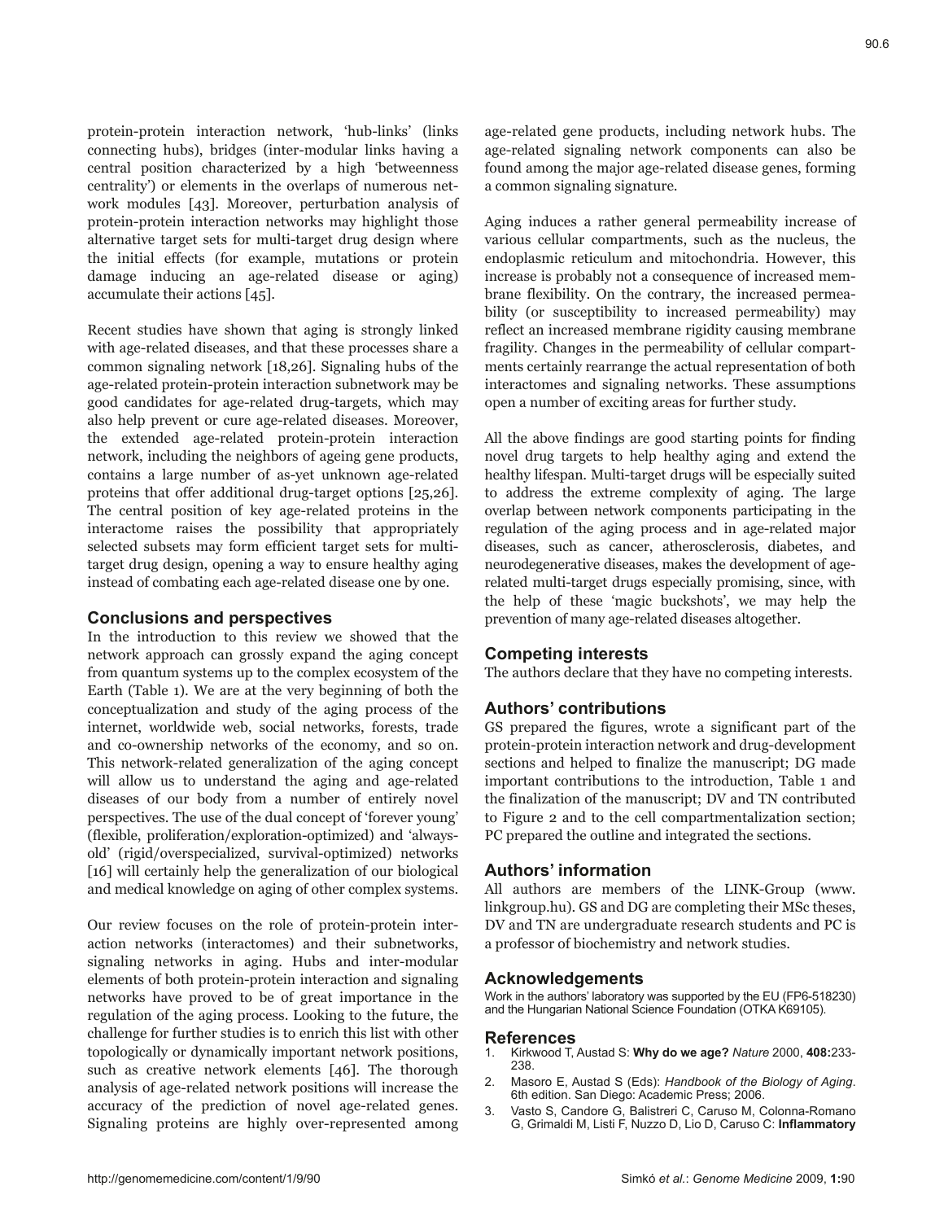protein-protein interaction network, 'hub-links' (links connecting hubs), bridges (inter-modular links having a central position characterized by a high 'betweenness centrality') or elements in the overlaps of numerous network modules [43]. Moreover, perturbation analysis of protein-protein interaction networks may highlight those alternative target sets for multi-target drug design where the initial effects (for example, mutations or protein damage inducing an age-related disease or aging) accumulate their actions [45].

Recent studies have shown that aging is strongly linked with age-related diseases, and that these processes share a common signaling network [18,26]. Signaling hubs of the age-related protein-protein interaction subnetwork may be good candidates for age-related drug-targets, which may also help prevent or cure age-related diseases. Moreover, the extended age-related protein-protein interaction network, including the neighbors of ageing gene products, contains a large number of as-yet unknown age-related proteins that offer additional drug-target options [25,26]. The central position of key age-related proteins in the interactome raises the possibility that appropriately selected subsets may form efficient target sets for multi-target drug design, opening a way to ensure healthy aging instead of combating each age-related disease one by one.

## Conclusions and perspectives

In the introduction to this review we showed that the network approach can grossly expand the aging concept from quantum systems up to the complex ecosystem of the Earth (Table 1). We are at the very beginning of both the conceptualization and study of the aging process of the internet, worldwide web, social networks, forests, trade and co-ownership networks of the economy, and so on. This network-related generalization of the aging concept will allow us to understand the aging and age-related diseases of our body from a number of entirely novel perspectives. The use of the dual concept of 'forever young' (flexible, proliferation/exploration-optimized) and 'always-old' (rigid/overspecialized, survival-optimized) networks [16] will certainly help the generalization of our biological and medical knowledge on aging of other complex systems.

Our review focuses on the role of protein-protein interaction networks (interactomes) and their subnetworks, signaling networks in aging. Hubs and inter-modular elements of both protein-protein interaction and signaling networks have proved to be of great importance in the regulation of the aging process. Looking to the future, the challenge for further studies is to enrich this list with other topologically or dynamically important network positions, such as creative network elements [46]. The thorough analysis of age-related network positions will increase the accuracy of the prediction of novel age-related genes. Signaling proteins are highly over-represented among age-related gene products, including network hubs. The age-related signaling network components can also be found among the major age-related disease genes, forming a common signaling signature.

Aging induces a rather general permeability increase of various cellular compartments, such as the nucleus, the endoplasmic reticulum and mitochondria. However, this increase is probably not a consequence of increased membrane flexibility. On the contrary, the increased permeability (or susceptibility to increased permeability) may reflect an increased membrane rigidity causing membrane fragility. Changes in the permeability of cellular compartments certainly rearrange the actual representation of both interactomes and signaling networks. These assumptions open a number of exciting areas for further study.

All the above findings are good starting points for finding novel drug targets to help healthy aging and extend the healthy lifespan. Multi-target drugs will be especially suited to address the extreme complexity of aging. The large overlap between network components participating in the regulation of the aging process and in age-related major diseases, such as cancer, atherosclerosis, diabetes, and neurodegenerative diseases, makes the development of age-related multi-target drugs especially promising, since, with the help of these 'magic buckshots', we may help the prevention of many age-related diseases altogether.

## Competing interests

The authors declare that they have no competing interests.

## Authors' contributions

GS prepared the figures, wrote a significant part of the protein-protein interaction network and drug-development sections and helped to finalize the manuscript; DG made important contributions to the introduction, Table 1 and the finalization of the manuscript; DV and TN contributed to Figure 2 and to the cell compartmentalization section; PC prepared the outline and integrated the sections.

## Authors' information

All authors are members of the LINK-Group (www.linkgroup.hu). GS and DG are completing their MSc theses, DV and TN are undergraduate research students and PC is a professor of biochemistry and network studies.

## Acknowledgements

Work in the authors' laboratory was supported by the EU (FP6-518230) and the Hungarian National Science Foundation (OTKA K69105).

## References

1. Kirkwood T, Austad S: **Why do we age?** *Nature* 2000, **408:**233-238.
2. Masoro E, Austad S (Eds): *Handbook of the Biology of Aging*. 6th edition. San Diego: Academic Press; 2006.
3. Vasto S, Candore G, Balistreri C, Caruso M, Colonna-Romano G, Grimaldi M, Listi F, Nuzzo D, Lio D, Caruso C: **Inflammatory**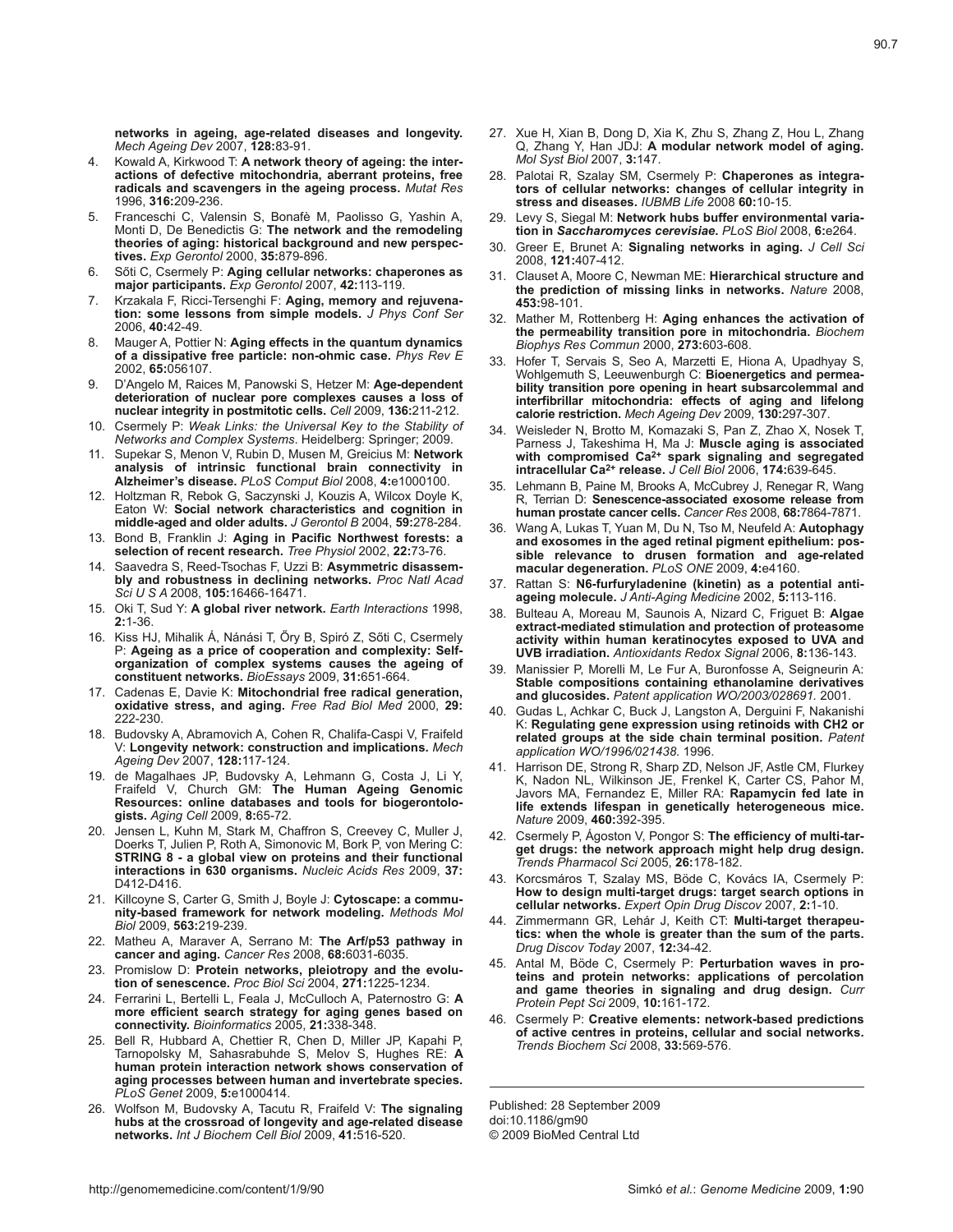networks in ageing, age-related diseases and longevity.** *Mech Ageing Dev* 2007, **128:**83-91.

4. Kowald A, Kirkwood T: **A network theory of ageing: the interactions of defective mitochondria, aberrant proteins, free radicals and scavengers in the ageing process.** *Mutat Res* 1996, **316:**209-236.
5. Franceschi C, Valensin S, Bonafè M, Paolisso G, Yashin A, Monti D, De Benedictis G: **The network and the remodeling theories of aging: historical background and new perspectives.** *Exp Gerontol* 2000, **35:**879-896.
6. Sőti C, Csermely P: **Aging cellular networks: chaperones as major participants.** *Exp Gerontol* 2007, **42:**113-119.
7. Krzakala F, Ricci-Tersenghi F: **Aging, memory and rejuvenation: some lessons from simple models.** *J Phys Conf Ser* 2006, **40:**42-49.
8. Mauger A, Pottier N: **Aging effects in the quantum dynamics of a dissipative free particle: non-ohmic case.** *Phys Rev E* 2002, **65:**056107.
9. D'Angelo M, Raices M, Panowski S, Hetzer M: **Age-dependent deterioration of nuclear pore complexes causes a loss of nuclear integrity in postmitotic cells.** *Cell* 2009, **136:**211-212.
10. Csermely P: *Weak Links: the Universal Key to the Stability of Networks and Complex Systems*. Heidelberg: Springer; 2009.
11. Supekar S, Menon V, Rubin D, Musen M, Greicius M: **Network analysis of intrinsic functional brain connectivity in Alzheimer's disease.** *PLoS Comput Biol* 2008, **4:**e1000100.
12. Holtzman R, Rebok G, Saczynski J, Kouzis A, Wilcox Doyle K, Eaton W: **Social network characteristics and cognition in middle-aged and older adults.** *J Gerontol B* 2004, **59:**278-284.
13. Bond B, Franklin J: **Aging in Pacific Northwest forests: a selection of recent research.** *Tree Physiol* 2002, **22:**73-76.
14. Saavedra S, Reed-Tsochas F, Uzzi B: **Asymmetric disassembly and robustness in declining networks.** *Proc Natl Acad Sci U S A* 2008, **105:**16466-16471.
15. Oki T, Sud Y: **A global river network.** *Earth Interactions* 1998, **2:**1-36.
16. Kiss HJ, Mihalik Á, Nánási T, Őry B, Spiró Z, Sőti C, Csermely P: **Ageing as a price of cooperation and complexity: Self-organization of complex systems causes the ageing of constituent networks.** *BioEssays* 2009, **31:**651-664.
17. Cadenas E, Davie K: **Mitochondrial free radical generation, oxidative stress, and aging.** *Free Rad Biol Med* 2000, **29:** 222-230.
18. Budovsky A, Abramovich A, Cohen R, Chalifa-Caspi V, Fraifeld V: **Longevity network: construction and implications.** *Mech Ageing Dev* 2007, **128:**117-124.
19. de Magalhaes JP, Budovsky A, Lehmann G, Costa J, Li Y, Fraifeld V, Church GM: **The Human Ageing Genomic Resources: online databases and tools for biogerontologists.** *Aging Cell* 2009, **8:**65-72.
20. Jensen L, Kuhn M, Stark M, Chaffron S, Creevey C, Muller J, Doerks T, Julien P, Roth A, Simonovic M, Bork P, von Mering C: **STRING 8 - a global view on proteins and their functional interactions in 630 organisms.** *Nucleic Acids Res* 2009, **37:** D412-D416.
21. Killcoyne S, Carter G, Smith J, Boyle J: **Cytoscape: a community-based framework for network modeling.** *Methods Mol Biol* 2009, **563:**219-239.
22. Matheu A, Maraver A, Serrano M: **The Arf/p53 pathway in cancer and aging.** *Cancer Res* 2008, **68:**6031-6035.
23. Promislow D: **Protein networks, pleiotropy and the evolution of senescence.** *Proc Biol Sci* 2004, **271:**1225-1234.
24. Ferrarini L, Bertelli L, Feala J, McCulloch A, Paternostro G: **A more efficient search strategy for aging genes based on connectivity.** *Bioinformatics* 2005, **21:**338-348.
25. Bell R, Hubbard A, Chettier R, Chen D, Miller JP, Kapahi P, Tarnopolsky M, Sahasrabuhde S, Melov S, Hughes RE: **A human protein interaction network shows conservation of aging processes between human and invertebrate species.** *PLoS Genet* 2009, **5:**e1000414.
26. Wolfson M, Budovsky A, Tacutu R, Fraifeld V: **The signaling hubs at the crossroad of longevity and age-related disease networks.** *Int J Biochem Cell Biol* 2009, **41:**516-520.
27. Xue H, Xian B, Dong D, Xia K, Zhu S, Zhang Z, Hou L, Zhang Q, Zhang Y, Han JDJ: **A modular network model of aging.** *Mol Syst Biol* 2007, **3:**147.
28. Palotai R, Szalay SM, Csermely P: **Chaperones as integrators of cellular networks: changes of cellular integrity in stress and diseases.** *IUBMB Life* 2008 **60:**10-15.
29. Levy S, Siegal M: **Network hubs buffer environmental variation in *Saccharomyces cerevisiae*.** *PLoS Biol* 2008, **6:**e264.
30. Greer E, Brunet A: **Signaling networks in aging.** *J Cell Sci* 2008, **121:**407-412.
31. Clauset A, Moore C, Newman ME: **Hierarchical structure and the prediction of missing links in networks.** *Nature* 2008, **453:**98-101.
32. Mather M, Rottenberg H: **Aging enhances the activation of the permeability transition pore in mitochondria.** *Biochem Biophys Res Commun* 2000, **273:**603-608.
33. Hofer T, Servais S, Seo A, Marzetti E, Hiona A, Upadhyay S, Wohlgemuth S, Leeuwenburgh C: **Bioenergetics and permeability transition pore opening in heart subsarcolemmal and interfibrillar mitochondria: effects of aging and lifelong calorie restriction.** *Mech Ageing Dev* 2009, **130:**297-307.
34. Weisleder N, Brotto M, Komazaki S, Pan Z, Zhao X, Nosek T, Parness J, Takeshima H, Ma J: **Muscle aging is associated with compromised $Ca^{2+}$ spark signaling and segregated intracellular $Ca^{2+}$ release.** *J Cell Biol* 2006, **174:**639-645.
35. Lehmann B, Paine M, Brooks A, McCubrey J, Renegar R, Wang R, Terrian D: **Senescence-associated exosome release from human prostate cancer cells.** *Cancer Res* 2008, **68:**7864-7871.
36. Wang A, Lukas T, Yuan M, Du N, Tso M, Neufeld A: **Autophagy and exosomes in the aged retinal pigment epithelium: possible relevance to drusen formation and age-related macular degeneration.** *PLoS ONE* 2009, **4:**e4160.
37. Rattan S: **N6-furfuryladenine (kinetin) as a potential antiageing molecule.** *J Anti-Aging Medicine* 2002, **5:**113-116.
38. Bulteau A, Moreau M, Saunois A, Nizard C, Friguet B: **Algae extract-mediated stimulation and protection of proteasome activity within human keratinocytes exposed to UVA and UVB irradiation.** *Antioxidants Redox Signal* 2006, **8:**136-143.
39. Manissier P, Morelli M, Le Fur A, Buronfosse A, Seigneurin A: **Stable compositions containing ethanolamine derivatives and glucosides.** *Patent application WO/2003/028691.* 2001.
40. Gudas L, Achkar C, Buck J, Langston A, Derguini F, Nakanishi K: **Regulating gene expression using retinoids with CH2 or related groups at the side chain terminal position.** *Patent application WO/1996/021438.* 1996.
41. Harrison DE, Strong R, Sharp ZD, Nelson JF, Astle CM, Flurkey K, Nadon NL, Wilkinson JE, Frenkel K, Carter CS, Pahor M, Javors MA, Fernandez E, Miller RA: **Rapamycin fed late in life extends lifespan in genetically heterogeneous mice.** *Nature* 2009, **460:**392-395.
42. Csermely P, Ágoston V, Pongor S: **The efficiency of multi-target drugs: the network approach might help drug design.** *Trends Pharmacol Sci* 2005, **26:**178-182.
43. Korcsmáros T, Szalay MS, Böde C, Kovács IA, Csermely P: **How to design multi-target drugs: target search options in cellular networks.** *Expert Opin Drug Discov* 2007, **2:**1-10.
44. Zimmermann GR, Lehár J, Keith CT: **Multi-target therapeutics: when the whole is greater than the sum of the parts.** *Drug Discov Today* 2007, **12:**34-42.
45. Antal M, Böde C, Csermely P: **Perturbation waves in proteins and protein networks: applications of percolation and game theories in signaling and drug design.** *Curr Protein Pept Sci* 2009, **10:**161-172.
46. Csermely P: **Creative elements: network-based predictions of active centres in proteins, cellular and social networks.** *Trends Biochem Sci* 2008, **33:**569-576.

---

Published: 28 September 2009
doi:10.1186/gm90
© 2009 BioMed Central Ltd